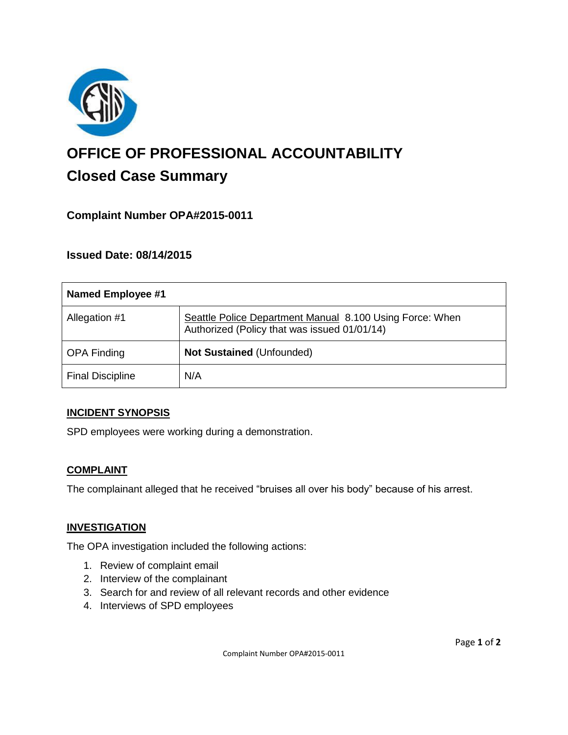# OFFICE OF PROFESSIONAL ACCOUNTABILITY

## Closed Case Summary

### Complaint Number OPA#2015-0011

### Issued Date: 08/14/2015

| **Named Employee #1** | |
|---|---|
| Allegation #1 | Seattle Police Department Manual 8.100 Using Force: When Authorized (Policy that was issued 01/01/14) |
| OPA Finding | **Not Sustained** (Unfounded) |
| Final Discipline | N/A |

**INCIDENT SYNOPSIS**

SPD employees were working during a demonstration.

**COMPLAINT**

The complainant alleged that he received "bruises all over his body" because of his arrest.

**INVESTIGATION**

The OPA investigation included the following actions:

1. Review of complaint email
2. Interview of the complainant
3. Search for and review of all relevant records and other evidence
4. Interviews of SPD employees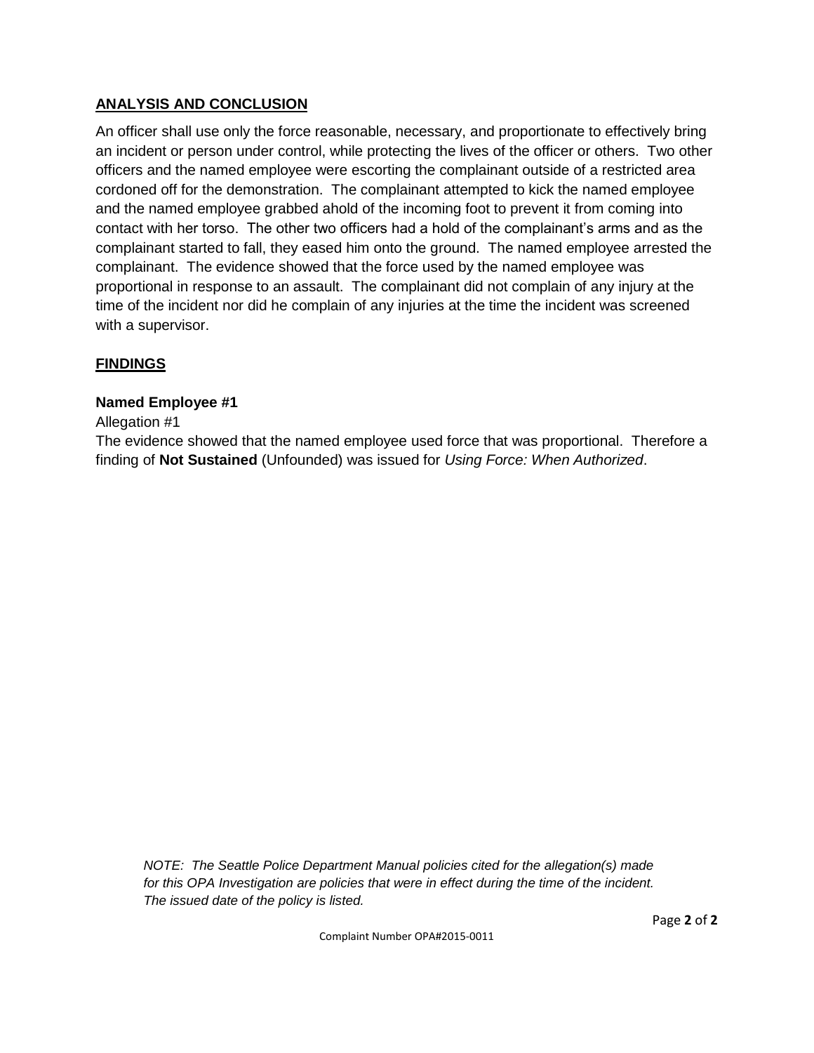## ANALYSIS AND CONCLUSION

An officer shall use only the force reasonable, necessary, and proportionate to effectively bring an incident or person under control, while protecting the lives of the officer or others. Two other officers and the named employee were escorting the complainant outside of a restricted area cordoned off for the demonstration. The complainant attempted to kick the named employee and the named employee grabbed ahold of the incoming foot to prevent it from coming into contact with her torso. The other two officers had a hold of the complainant's arms and as the complainant started to fall, they eased him onto the ground. The named employee arrested the complainant. The evidence showed that the force used by the named employee was proportional in response to an assault. The complainant did not complain of any injury at the time of the incident nor did he complain of any injuries at the time the incident was screened with a supervisor.

## FINDINGS

### Named Employee #1

Allegation #1

The evidence showed that the named employee used force that was proportional. Therefore a finding of **Not Sustained** (Unfounded) was issued for *Using Force: When Authorized*.

*NOTE: The Seattle Police Department Manual policies cited for the allegation(s) made for this OPA Investigation are policies that were in effect during the time of the incident. The issued date of the policy is listed.*

Complaint Number OPA#2015-0011